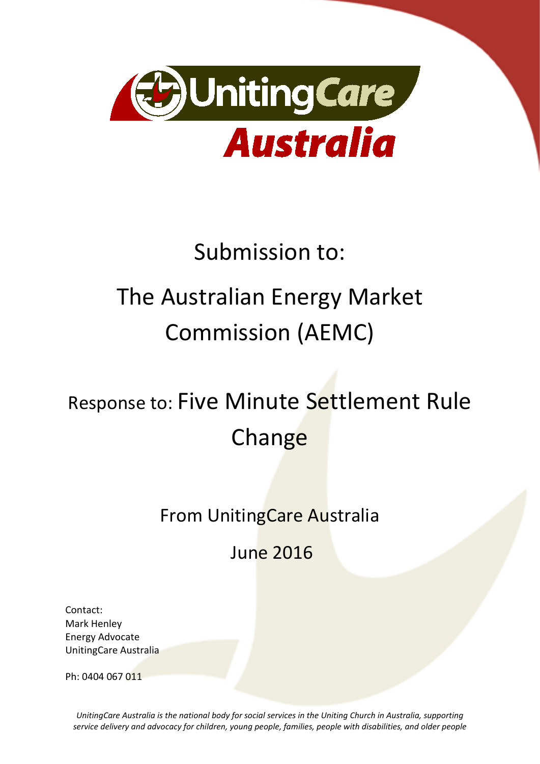UnitingCare Australia

# Submission to:

# The Australian Energy Market Commission (AEMC)

## Response to: Five Minute Settlement Rule Change

From UnitingCare Australia

June 2016

Contact:
Mark Henley
Energy Advocate
UnitingCare Australia

Ph: 0404 067 011

*UnitingCare Australia is the national body for social services in the Uniting Church in Australia, supporting service delivery and advocacy for children, young people, families, people with disabilities, and older people*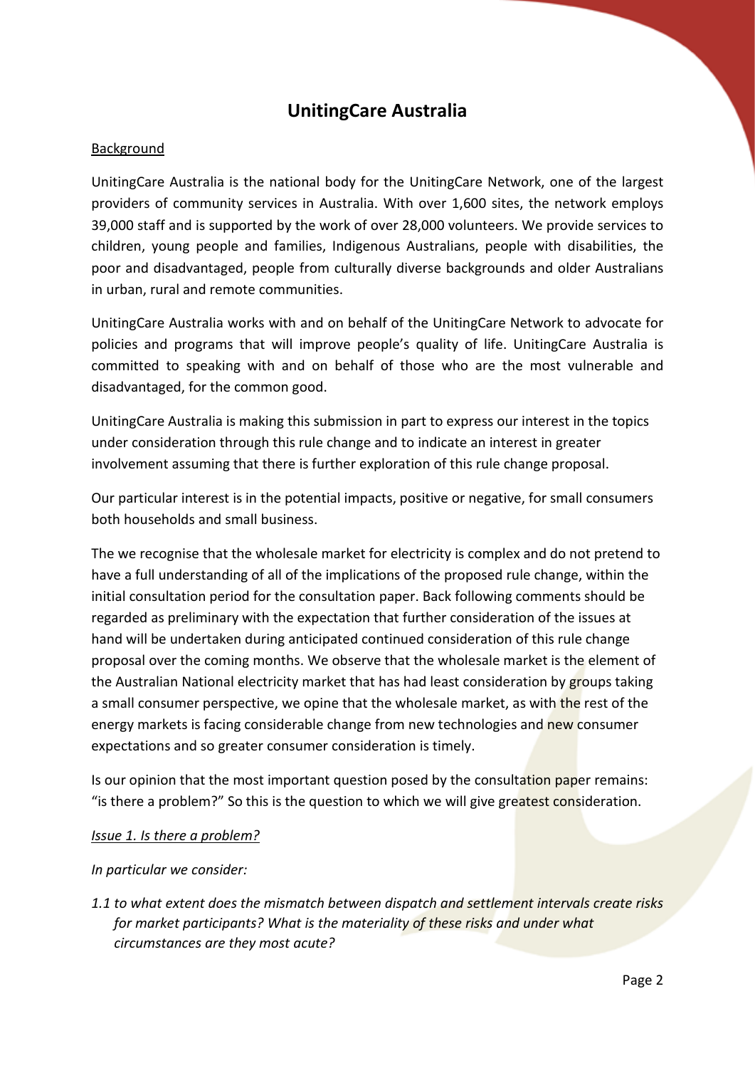# UnitingCare Australia

Background

UnitingCare Australia is the national body for the UnitingCare Network, one of the largest providers of community services in Australia. With over 1,600 sites, the network employs 39,000 staff and is supported by the work of over 28,000 volunteers. We provide services to children, young people and families, Indigenous Australians, people with disabilities, the poor and disadvantaged, people from culturally diverse backgrounds and older Australians in urban, rural and remote communities.

UnitingCare Australia works with and on behalf of the UnitingCare Network to advocate for policies and programs that will improve people's quality of life. UnitingCare Australia is committed to speaking with and on behalf of those who are the most vulnerable and disadvantaged, for the common good.

UnitingCare Australia is making this submission in part to express our interest in the topics under consideration through this rule change and to indicate an interest in greater involvement assuming that there is further exploration of this rule change proposal.

Our particular interest is in the potential impacts, positive or negative, for small consumers both households and small business.

The we recognise that the wholesale market for electricity is complex and do not pretend to have a full understanding of all of the implications of the proposed rule change, within the initial consultation period for the consultation paper. Back following comments should be regarded as preliminary with the expectation that further consideration of the issues at hand will be undertaken during anticipated continued consideration of this rule change proposal over the coming months. We observe that the wholesale market is the element of the Australian National electricity market that has had least consideration by groups taking a small consumer perspective, we opine that the wholesale market, as with the rest of the energy markets is facing considerable change from new technologies and new consumer expectations and so greater consumer consideration is timely.

Is our opinion that the most important question posed by the consultation paper remains: "is there a problem?" So this is the question to which we will give greatest consideration.

*Issue 1. Is there a problem?*

*In particular we consider:*

*1.1 to what extent does the mismatch between dispatch and settlement intervals create risks for market participants? What is the materiality of these risks and under what circumstances are they most acute?*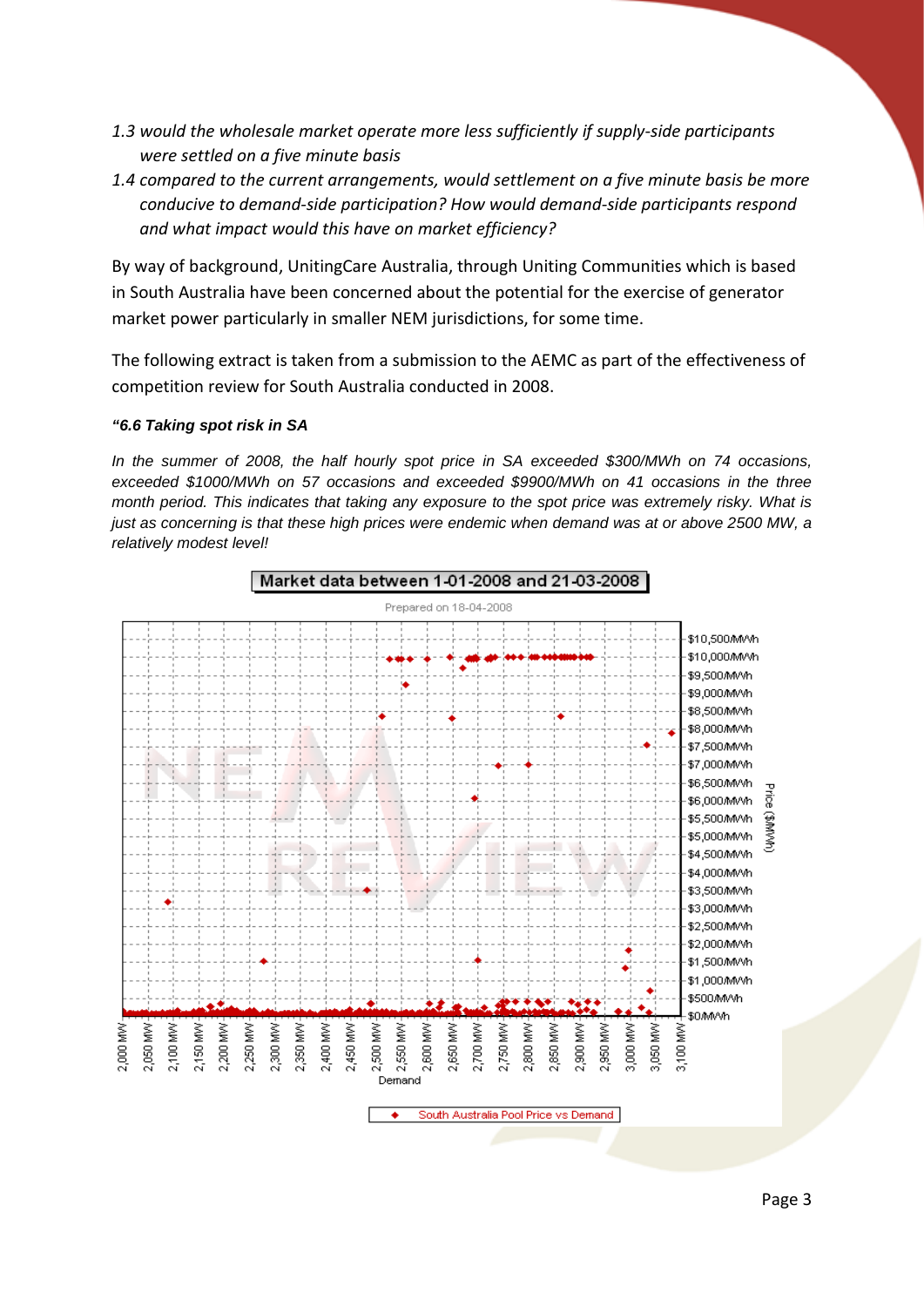*1.3 would the wholesale market operate more less sufficiently if supply-side participants were settled on a five minute basis*

*1.4 compared to the current arrangements, would settlement on a five minute basis be more conducive to demand-side participation? How would demand-side participants respond and what impact would this have on market efficiency?*

By way of background, UnitingCare Australia, through Uniting Communities which is based in South Australia have been concerned about the potential for the exercise of generator market power particularly in smaller NEM jurisdictions, for some time.

The following extract is taken from a submission to the AEMC as part of the effectiveness of competition review for South Australia conducted in 2008.

***"6.6 Taking spot risk in SA***

*In the summer of 2008, the half hourly spot price in SA exceeded $300/MWh on 74 occasions, exceeded $1000/MWh on 57 occasions and exceeded $9900/MWh on 41 occasions in the three month period. This indicates that taking any exposure to the spot price was extremely risky. What is just as concerning is that these high prices were endemic when demand was at or above 2500 MW, a relatively modest level!*

**Market data between 1-01-2008 and 21-03-2008**

Prepared on 18-04-2008

South Australia Pool Price vs Demand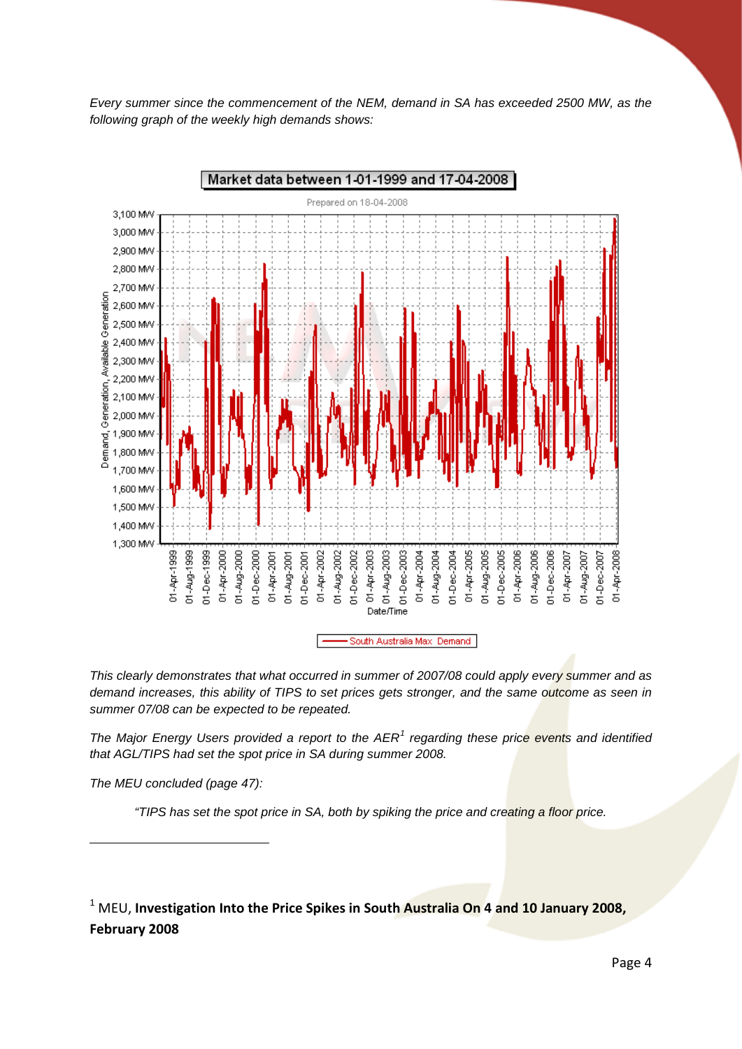*Every summer since the commencement of the NEM, demand in SA has exceeded 2500 MW, as the following graph of the weekly high demands shows:*

*This clearly demonstrates that what occurred in summer of 2007/08 could apply every summer and as demand increases, this ability of TIPS to set prices gets stronger, and the same outcome as seen in summer 07/08 can be expected to be repeated.*

*The Major Energy Users provided a report to the AER[1] regarding these price events and identified that AGL/TIPS had set the spot price in SA during summer 2008.*

*The MEU concluded (page 47):*

> *"TIPS has set the spot price in SA, both by spiking the price and creating a floor price.*

---

[1] MEU, **Investigation Into the Price Spikes in South Australia On 4 and 10 January 2008, February 2008**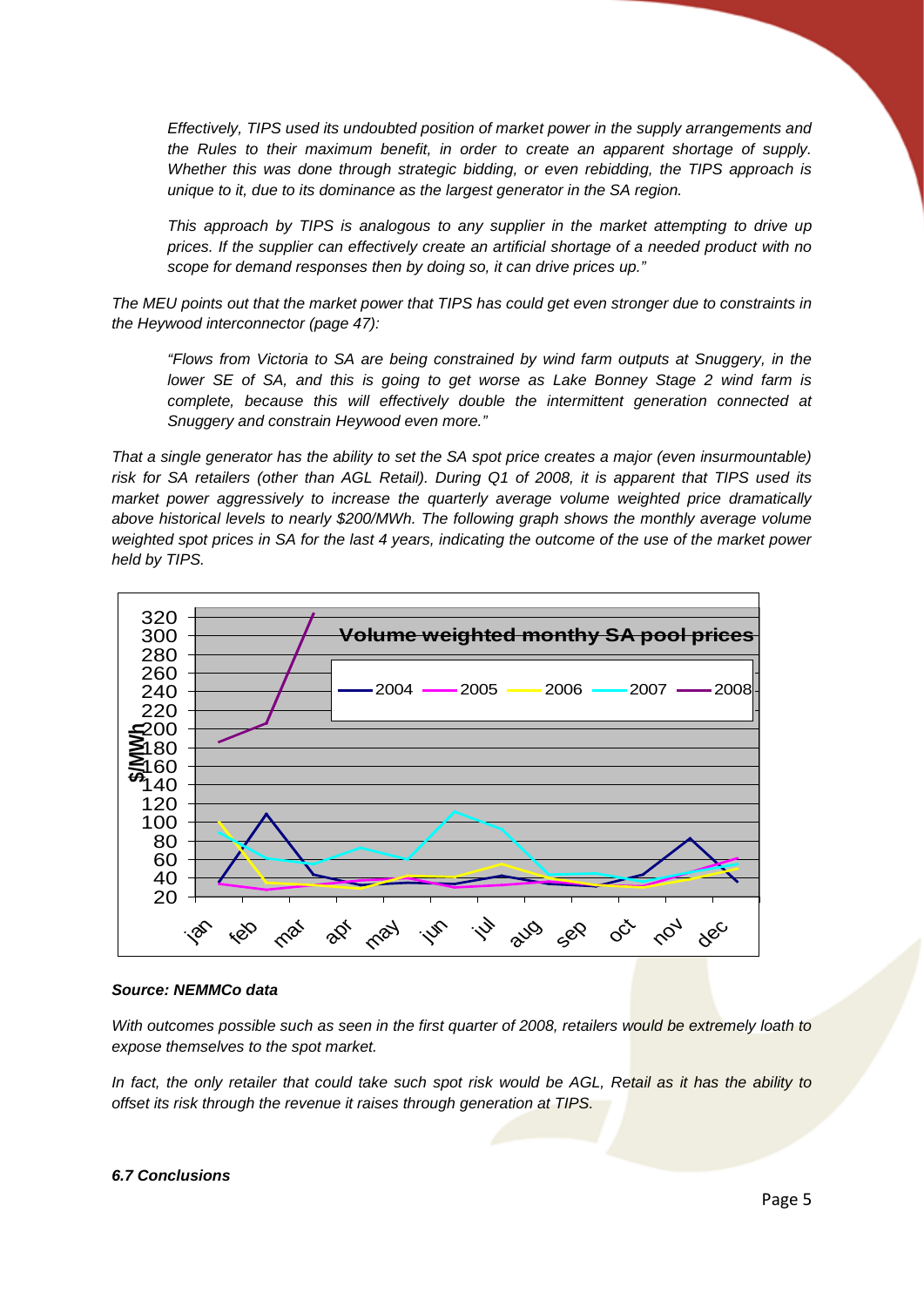*Effectively, TIPS used its undoubted position of market power in the supply arrangements and the Rules to their maximum benefit, in order to create an apparent shortage of supply. Whether this was done through strategic bidding, or even rebidding, the TIPS approach is unique to it, due to its dominance as the largest generator in the SA region.*

*This approach by TIPS is analogous to any supplier in the market attempting to drive up prices. If the supplier can effectively create an artificial shortage of a needed product with no scope for demand responses then by doing so, it can drive prices up."*

*The MEU points out that the market power that TIPS has could get even stronger due to constraints in the Heywood interconnector (page 47):*

*"Flows from Victoria to SA are being constrained by wind farm outputs at Snuggery, in the lower SE of SA, and this is going to get worse as Lake Bonney Stage 2 wind farm is complete, because this will effectively double the intermittent generation connected at Snuggery and constrain Heywood even more."*

*That a single generator has the ability to set the SA spot price creates a major (even insurmountable) risk for SA retailers (other than AGL Retail). During Q1 of 2008, it is apparent that TIPS used its market power aggressively to increase the quarterly average volume weighted price dramatically above historical levels to nearly $200/MWh. The following graph shows the monthly average volume weighted spot prices in SA for the last 4 years, indicating the outcome of the use of the market power held by TIPS.*

**Volume weighted monthy SA pool prices**

**Source: NEMMCo data**

*With outcomes possible such as seen in the first quarter of 2008, retailers would be extremely loath to expose themselves to the spot market.*

*In fact, the only retailer that could take such spot risk would be AGL, Retail as it has the ability to offset its risk through the revenue it raises through generation at TIPS.*

***6.7 Conclusions***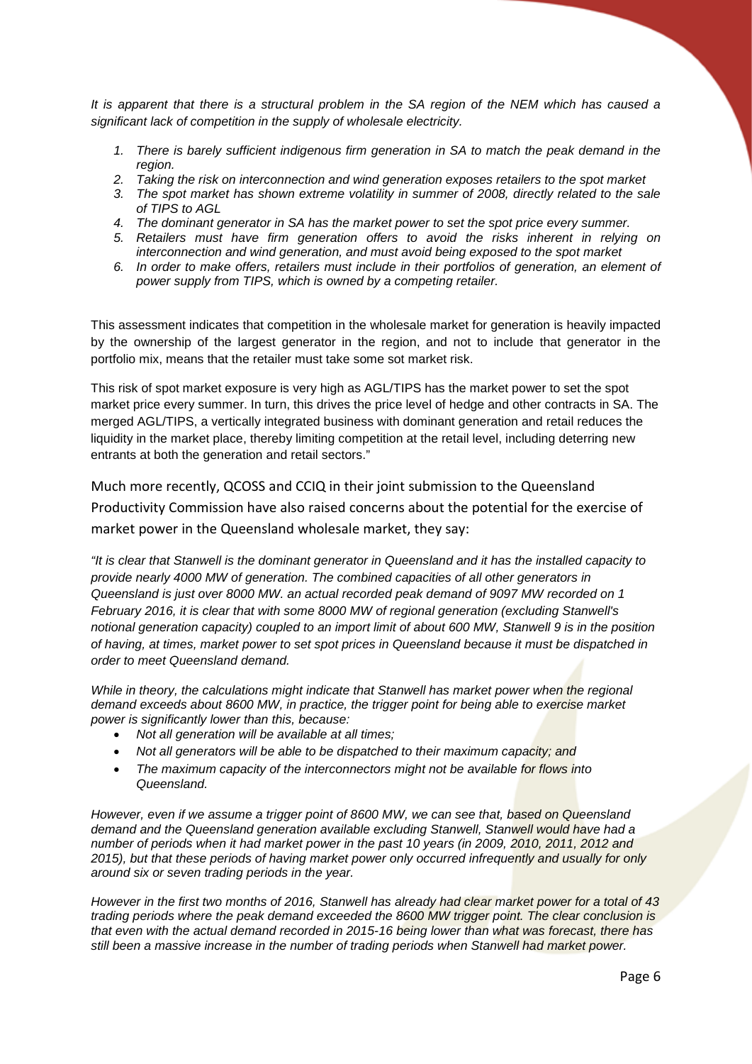*It is apparent that there is a structural problem in the SA region of the NEM which has caused a significant lack of competition in the supply of wholesale electricity.*

1. *There is barely sufficient indigenous firm generation in SA to match the peak demand in the region.*
2. *Taking the risk on interconnection and wind generation exposes retailers to the spot market*
3. *The spot market has shown extreme volatility in summer of 2008, directly related to the sale of TIPS to AGL*
4. *The dominant generator in SA has the market power to set the spot price every summer.*
5. *Retailers must have firm generation offers to avoid the risks inherent in relying on interconnection and wind generation, and must avoid being exposed to the spot market*
6. *In order to make offers, retailers must include in their portfolios of generation, an element of power supply from TIPS, which is owned by a competing retailer.*

This assessment indicates that competition in the wholesale market for generation is heavily impacted by the ownership of the largest generator in the region, and not to include that generator in the portfolio mix, means that the retailer must take some sot market risk.

This risk of spot market exposure is very high as AGL/TIPS has the market power to set the spot market price every summer. In turn, this drives the price level of hedge and other contracts in SA. The merged AGL/TIPS, a vertically integrated business with dominant generation and retail reduces the liquidity in the market place, thereby limiting competition at the retail level, including deterring new entrants at both the generation and retail sectors."

Much more recently, QCOSS and CCIQ in their joint submission to the Queensland Productivity Commission have also raised concerns about the potential for the exercise of market power in the Queensland wholesale market, they say:

*"It is clear that Stanwell is the dominant generator in Queensland and it has the installed capacity to provide nearly 4000 MW of generation. The combined capacities of all other generators in Queensland is just over 8000 MW. an actual recorded peak demand of 9097 MW recorded on 1 February 2016, it is clear that with some 8000 MW of regional generation (excluding Stanwell's notional generation capacity) coupled to an import limit of about 600 MW, Stanwell 9 is in the position of having, at times, market power to set spot prices in Queensland because it must be dispatched in order to meet Queensland demand.*

*While in theory, the calculations might indicate that Stanwell has market power when the regional demand exceeds about 8600 MW, in practice, the trigger point for being able to exercise market power is significantly lower than this, because:*

- *Not all generation will be available at all times;*
- *Not all generators will be able to be dispatched to their maximum capacity; and*
- *The maximum capacity of the interconnectors might not be available for flows into Queensland.*

*However, even if we assume a trigger point of 8600 MW, we can see that, based on Queensland demand and the Queensland generation available excluding Stanwell, Stanwell would have had a number of periods when it had market power in the past 10 years (in 2009, 2010, 2011, 2012 and 2015), but that these periods of having market power only occurred infrequently and usually for only around six or seven trading periods in the year.*

*However in the first two months of 2016, Stanwell has already had clear market power for a total of 43 trading periods where the peak demand exceeded the 8600 MW trigger point. The clear conclusion is that even with the actual demand recorded in 2015-16 being lower than what was forecast, there has still been a massive increase in the number of trading periods when Stanwell had market power.*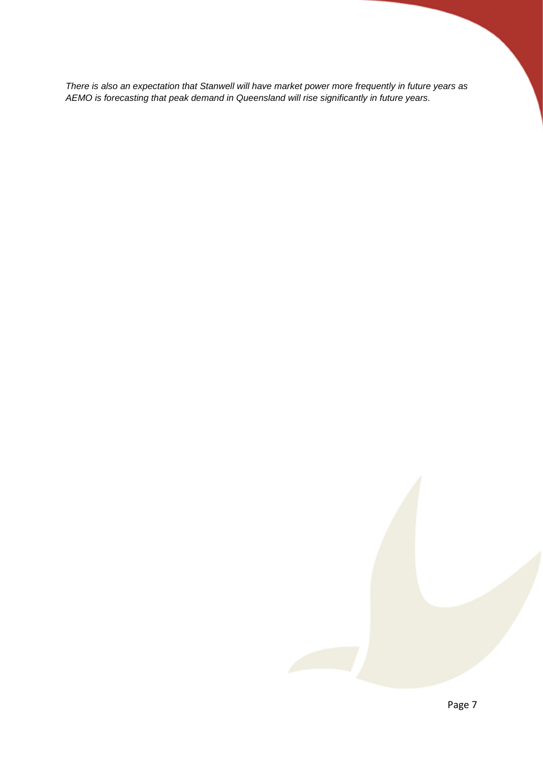*There is also an expectation that Stanwell will have market power more frequently in future years as AEMO is forecasting that peak demand in Queensland will rise significantly in future years.*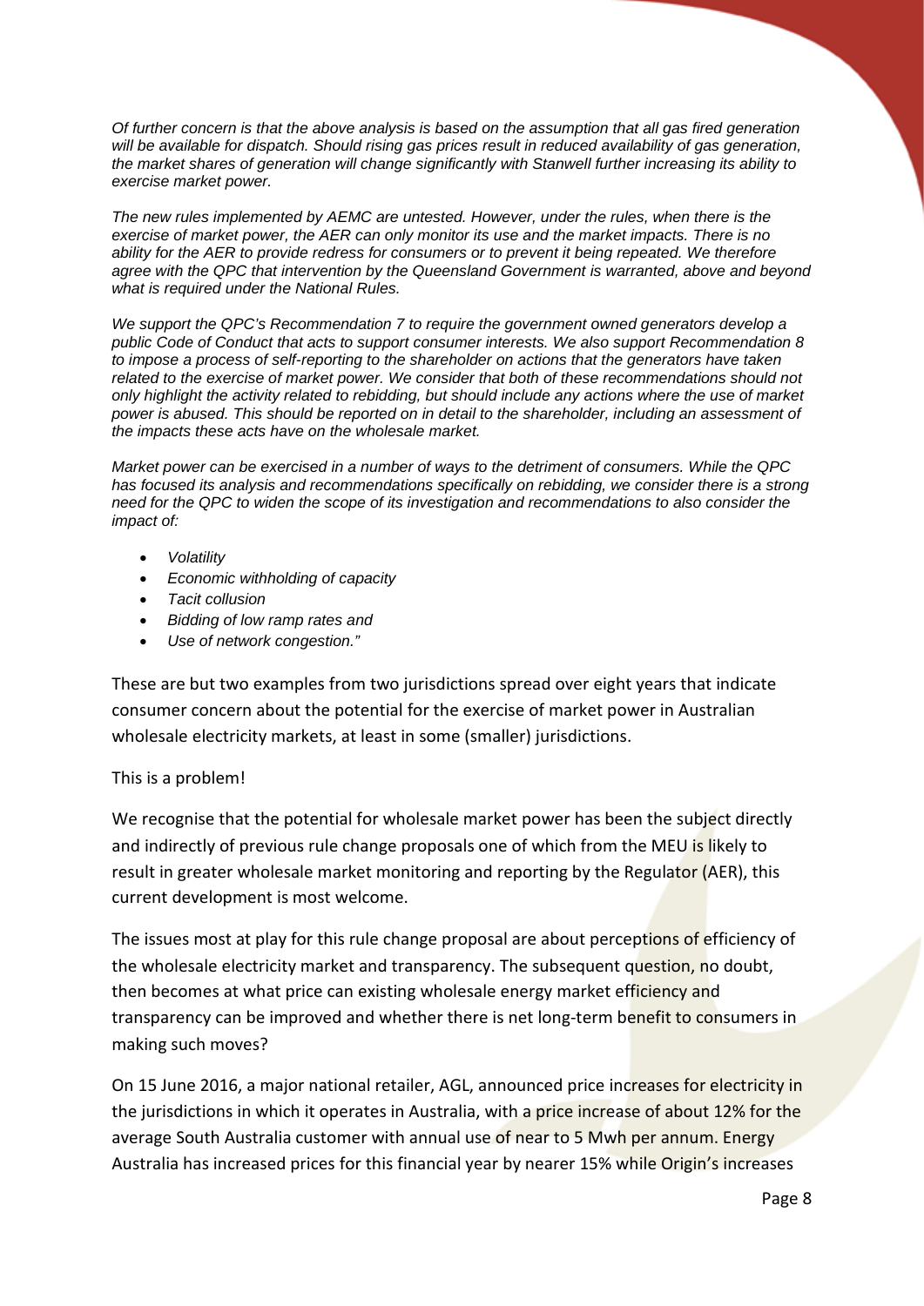*Of further concern is that the above analysis is based on the assumption that all gas fired generation will be available for dispatch. Should rising gas prices result in reduced availability of gas generation, the market shares of generation will change significantly with Stanwell further increasing its ability to exercise market power.*

*The new rules implemented by AEMC are untested. However, under the rules, when there is the exercise of market power, the AER can only monitor its use and the market impacts. There is no ability for the AER to provide redress for consumers or to prevent it being repeated. We therefore agree with the QPC that intervention by the Queensland Government is warranted, above and beyond what is required under the National Rules.*

*We support the QPC's Recommendation 7 to require the government owned generators develop a public Code of Conduct that acts to support consumer interests. We also support Recommendation 8 to impose a process of self-reporting to the shareholder on actions that the generators have taken related to the exercise of market power. We consider that both of these recommendations should not only highlight the activity related to rebidding, but should include any actions where the use of market power is abused. This should be reported on in detail to the shareholder, including an assessment of the impacts these acts have on the wholesale market.*

*Market power can be exercised in a number of ways to the detriment of consumers. While the QPC has focused its analysis and recommendations specifically on rebidding, we consider there is a strong need for the QPC to widen the scope of its investigation and recommendations to also consider the impact of:*

- *Volatility*
- *Economic withholding of capacity*
- *Tacit collusion*
- *Bidding of low ramp rates and*
- *Use of network congestion."*

These are but two examples from two jurisdictions spread over eight years that indicate consumer concern about the potential for the exercise of market power in Australian wholesale electricity markets, at least in some (smaller) jurisdictions.

This is a problem!

We recognise that the potential for wholesale market power has been the subject directly and indirectly of previous rule change proposals one of which from the MEU is likely to result in greater wholesale market monitoring and reporting by the Regulator (AER), this current development is most welcome.

The issues most at play for this rule change proposal are about perceptions of efficiency of the wholesale electricity market and transparency. The subsequent question, no doubt, then becomes at what price can existing wholesale energy market efficiency and transparency can be improved and whether there is net long-term benefit to consumers in making such moves?

On 15 June 2016, a major national retailer, AGL, announced price increases for electricity in the jurisdictions in which it operates in Australia, with a price increase of about 12% for the average South Australia customer with annual use of near to 5 Mwh per annum. Energy Australia has increased prices for this financial year by nearer 15% while Origin's increases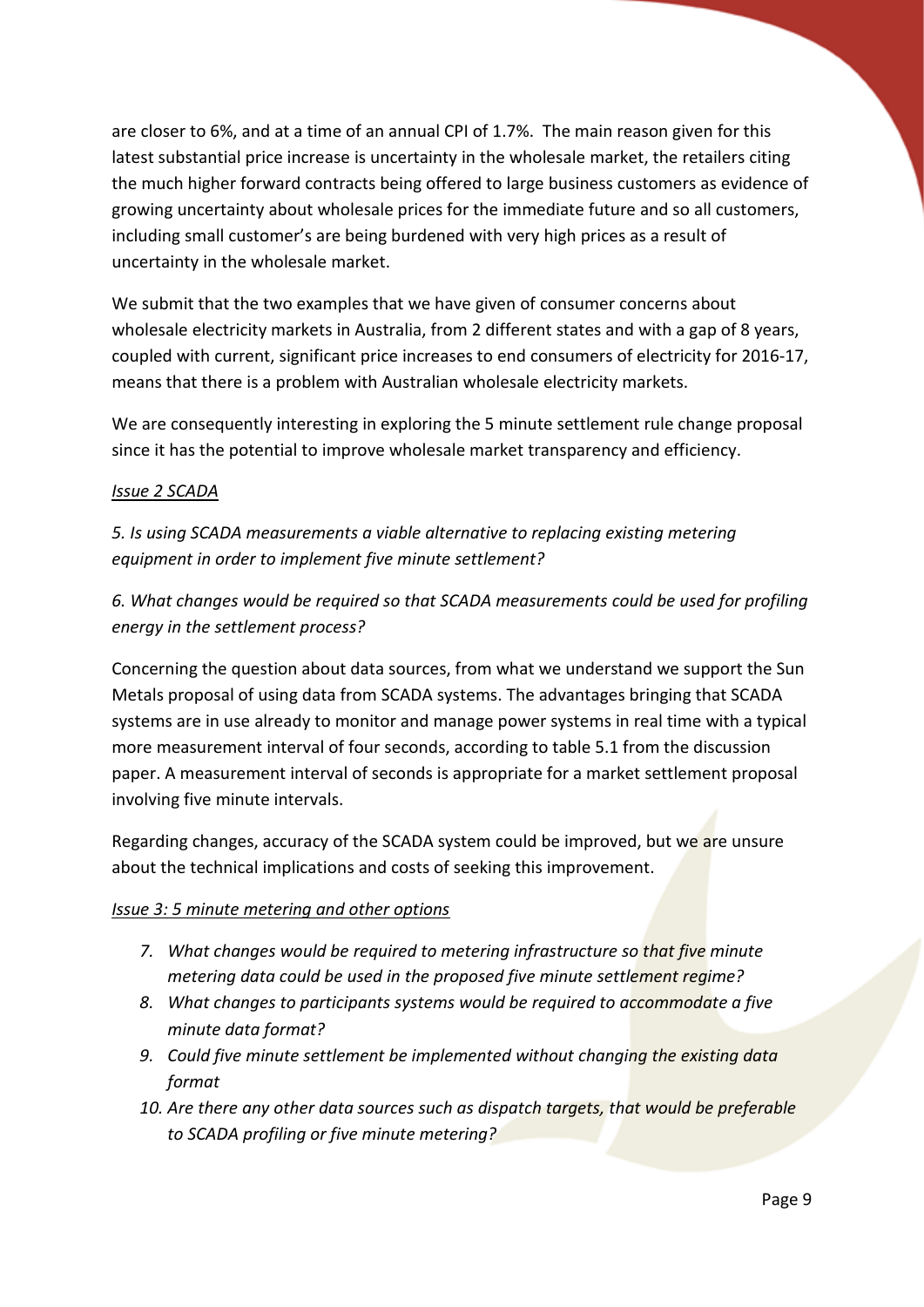are closer to 6%, and at a time of an annual CPI of 1.7%. The main reason given for this latest substantial price increase is uncertainty in the wholesale market, the retailers citing the much higher forward contracts being offered to large business customers as evidence of growing uncertainty about wholesale prices for the immediate future and so all customers, including small customer's are being burdened with very high prices as a result of uncertainty in the wholesale market.

We submit that the two examples that we have given of consumer concerns about wholesale electricity markets in Australia, from 2 different states and with a gap of 8 years, coupled with current, significant price increases to end consumers of electricity for 2016-17, means that there is a problem with Australian wholesale electricity markets.

We are consequently interesting in exploring the 5 minute settlement rule change proposal since it has the potential to improve wholesale market transparency and efficiency.

*Issue 2 SCADA*

*5. Is using SCADA measurements a viable alternative to replacing existing metering equipment in order to implement five minute settlement?*

*6. What changes would be required so that SCADA measurements could be used for profiling energy in the settlement process?*

Concerning the question about data sources, from what we understand we support the Sun Metals proposal of using data from SCADA systems. The advantages bringing that SCADA systems are in use already to monitor and manage power systems in real time with a typical more measurement interval of four seconds, according to table 5.1 from the discussion paper. A measurement interval of seconds is appropriate for a market settlement proposal involving five minute intervals.

Regarding changes, accuracy of the SCADA system could be improved, but we are unsure about the technical implications and costs of seeking this improvement.

*Issue 3: 5 minute metering and other options*

7. *What changes would be required to metering infrastructure so that five minute metering data could be used in the proposed five minute settlement regime?*
8. *What changes to participants systems would be required to accommodate a five minute data format?*
9. *Could five minute settlement be implemented without changing the existing data format*
10. *Are there any other data sources such as dispatch targets, that would be preferable to SCADA profiling or five minute metering?*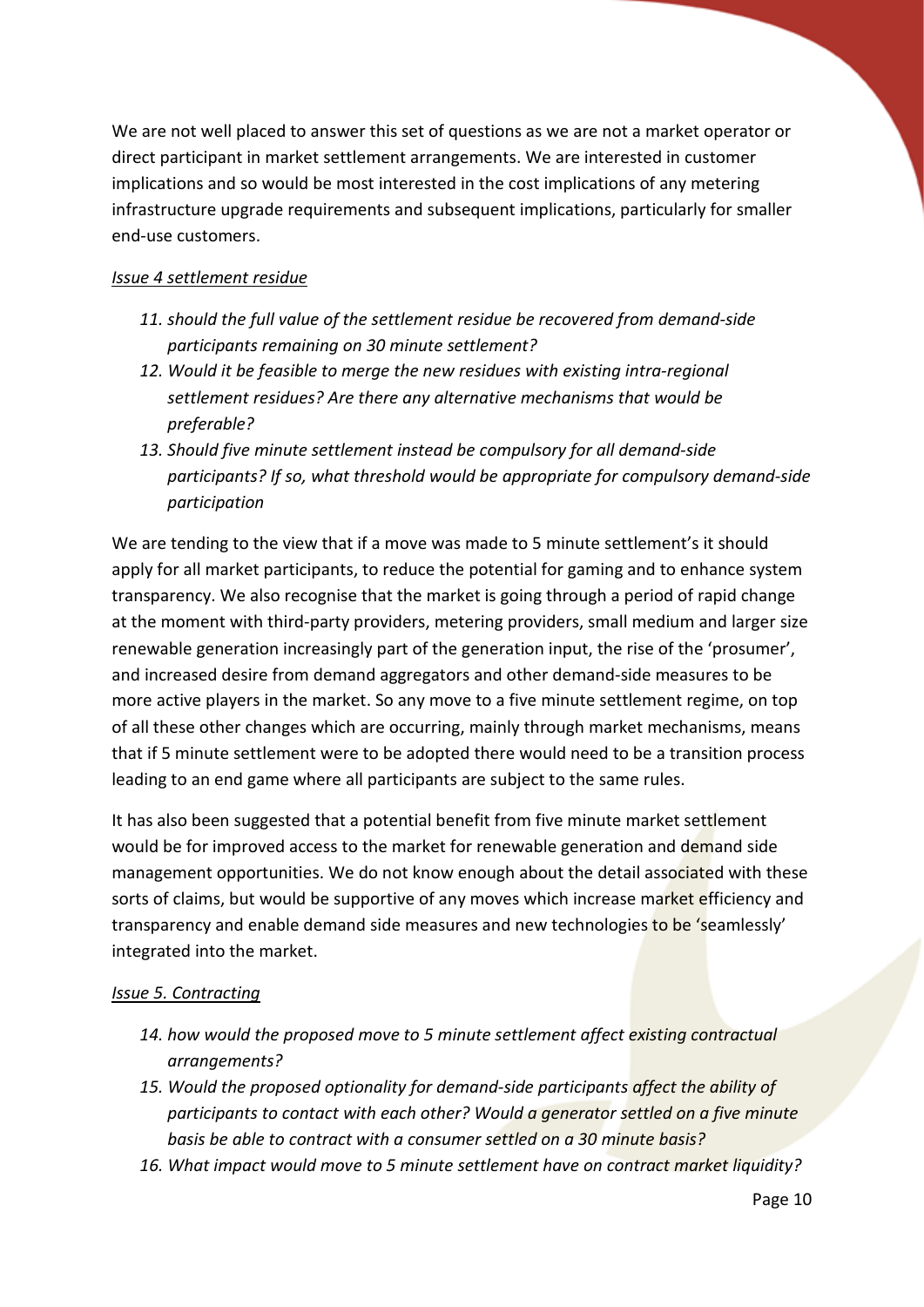We are not well placed to answer this set of questions as we are not a market operator or direct participant in market settlement arrangements. We are interested in customer implications and so would be most interested in the cost implications of any metering infrastructure upgrade requirements and subsequent implications, particularly for smaller end-use customers.

*Issue 4 settlement residue*

11. *should the full value of the settlement residue be recovered from demand-side participants remaining on 30 minute settlement?*
12. *Would it be feasible to merge the new residues with existing intra-regional settlement residues? Are there any alternative mechanisms that would be preferable?*
13. *Should five minute settlement instead be compulsory for all demand-side participants? If so, what threshold would be appropriate for compulsory demand-side participation*

We are tending to the view that if a move was made to 5 minute settlement's it should apply for all market participants, to reduce the potential for gaming and to enhance system transparency. We also recognise that the market is going through a period of rapid change at the moment with third-party providers, metering providers, small medium and larger size renewable generation increasingly part of the generation input, the rise of the 'prosumer', and increased desire from demand aggregators and other demand-side measures to be more active players in the market. So any move to a five minute settlement regime, on top of all these other changes which are occurring, mainly through market mechanisms, means that if 5 minute settlement were to be adopted there would need to be a transition process leading to an end game where all participants are subject to the same rules.

It has also been suggested that a potential benefit from five minute market settlement would be for improved access to the market for renewable generation and demand side management opportunities. We do not know enough about the detail associated with these sorts of claims, but would be supportive of any moves which increase market efficiency and transparency and enable demand side measures and new technologies to be 'seamlessly' integrated into the market.

*Issue 5. Contracting*

14. *how would the proposed move to 5 minute settlement affect existing contractual arrangements?*
15. *Would the proposed optionality for demand-side participants affect the ability of participants to contact with each other? Would a generator settled on a five minute basis be able to contract with a consumer settled on a 30 minute basis?*
16. *What impact would move to 5 minute settlement have on contract market liquidity?*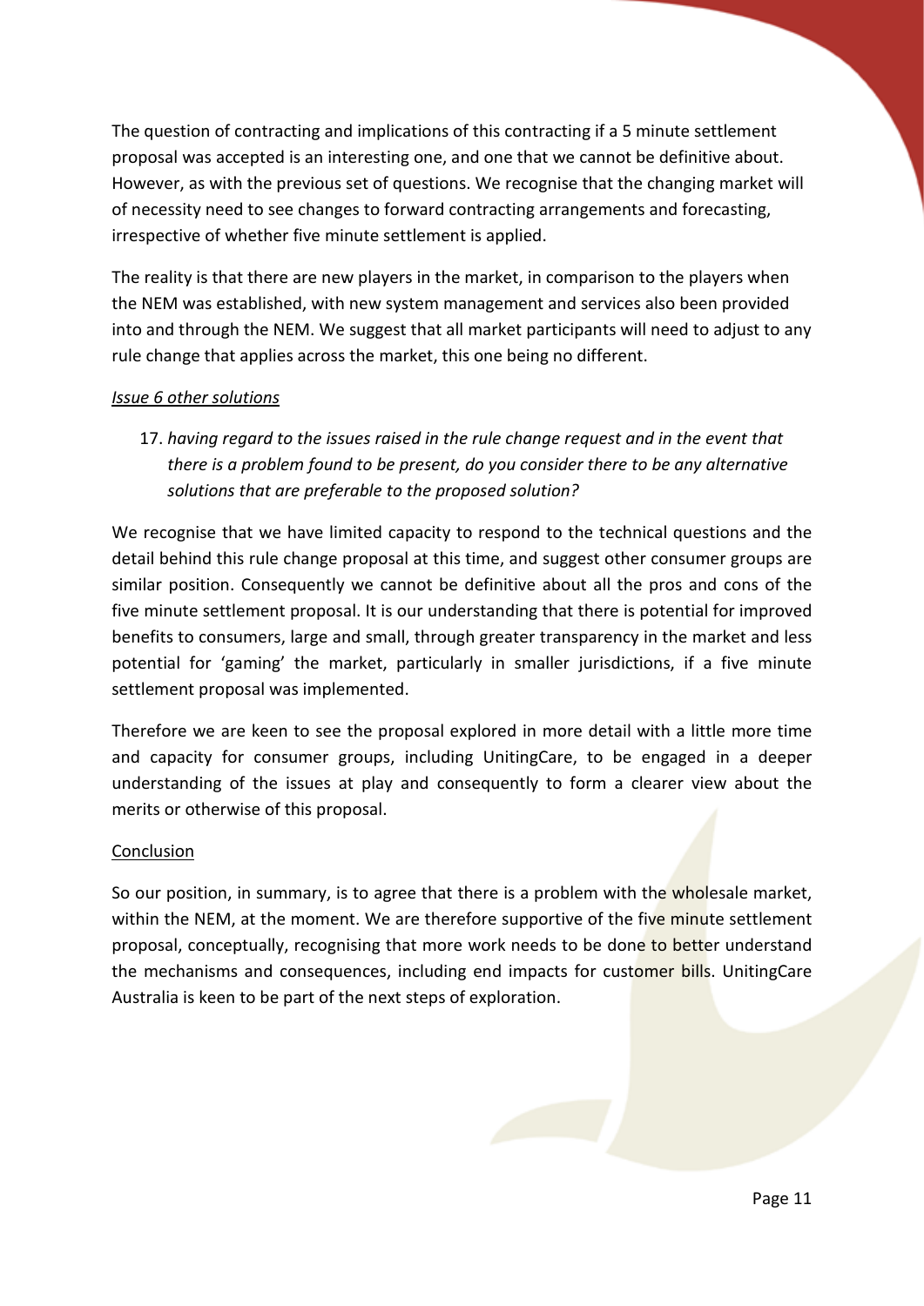The question of contracting and implications of this contracting if a 5 minute settlement proposal was accepted is an interesting one, and one that we cannot be definitive about. However, as with the previous set of questions. We recognise that the changing market will of necessity need to see changes to forward contracting arrangements and forecasting, irrespective of whether five minute settlement is applied.

The reality is that there are new players in the market, in comparison to the players when the NEM was established, with new system management and services also been provided into and through the NEM. We suggest that all market participants will need to adjust to any rule change that applies across the market, this one being no different.

*Issue 6 other solutions*

17. *having regard to the issues raised in the rule change request and in the event that there is a problem found to be present, do you consider there to be any alternative solutions that are preferable to the proposed solution?*

We recognise that we have limited capacity to respond to the technical questions and the detail behind this rule change proposal at this time, and suggest other consumer groups are similar position. Consequently we cannot be definitive about all the pros and cons of the five minute settlement proposal. It is our understanding that there is potential for improved benefits to consumers, large and small, through greater transparency in the market and less potential for 'gaming' the market, particularly in smaller jurisdictions, if a five minute settlement proposal was implemented.

Therefore we are keen to see the proposal explored in more detail with a little more time and capacity for consumer groups, including UnitingCare, to be engaged in a deeper understanding of the issues at play and consequently to form a clearer view about the merits or otherwise of this proposal.

Conclusion

So our position, in summary, is to agree that there is a problem with the wholesale market, within the NEM, at the moment. We are therefore supportive of the five minute settlement proposal, conceptually, recognising that more work needs to be done to better understand the mechanisms and consequences, including end impacts for customer bills. UnitingCare Australia is keen to be part of the next steps of exploration.